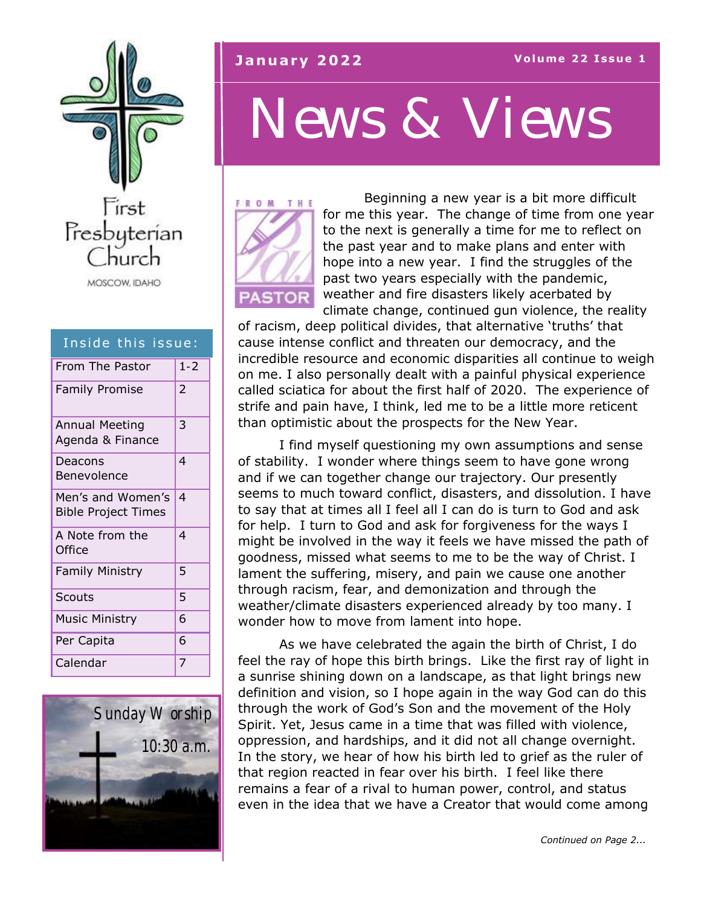First Presbyterian Church

MOSCOW, IDAHO

January 2022

Volume 22 Issue 1

# News & Views

| Inside this issue: | |
|---|---|
| From The Pastor | 1-2 |
| Family Promise | 2 |
| Annual Meeting Agenda & Finance | 3 |
| Deacons Benevolence | 4 |
| Men's and Women's Bible Project Times | 4 |
| A Note from the Office | 4 |
| Family Ministry | 5 |
| Scouts | 5 |
| Music Ministry | 6 |
| Per Capita | 6 |
| Calendar | 7 |

Sunday Worship 10:30 a.m.

## From the Pastor

Beginning a new year is a bit more difficult for me this year. The change of time from one year to the next is generally a time for me to reflect on the past year and to make plans and enter with hope into a new year. I find the struggles of the past two years especially with the pandemic, weather and fire disasters likely acerbated by climate change, continued gun violence, the reality of racism, deep political divides, that alternative 'truths' that cause intense conflict and threaten our democracy, and the incredible resource and economic disparities all continue to weigh on me. I also personally dealt with a painful physical experience called sciatica for about the first half of 2020. The experience of strife and pain have, I think, led me to be a little more reticent than optimistic about the prospects for the New Year.

I find myself questioning my own assumptions and sense of stability. I wonder where things seem to have gone wrong and if we can together change our trajectory. Our presently seems to much toward conflict, disasters, and dissolution. I have to say that at times all I feel all I can do is turn to God and ask for help. I turn to God and ask for forgiveness for the ways I might be involved in the way it feels we have missed the path of goodness, missed what seems to me to be the way of Christ. I lament the suffering, misery, and pain we cause one another through racism, fear, and demonization and through the weather/climate disasters experienced already by too many. I wonder how to move from lament into hope.

As we have celebrated the again the birth of Christ, I do feel the ray of hope this birth brings. Like the first ray of light in a sunrise shining down on a landscape, as that light brings new definition and vision, so I hope again in the way God can do this through the work of God's Son and the movement of the Holy Spirit. Yet, Jesus came in a time that was filled with violence, oppression, and hardships, and it did not all change overnight. In the story, we hear of how his birth led to grief as the ruler of that region reacted in fear over his birth. I feel like there remains a fear of a rival to human power, control, and status even in the idea that we have a Creator that would come among

*Continued on Page 2...*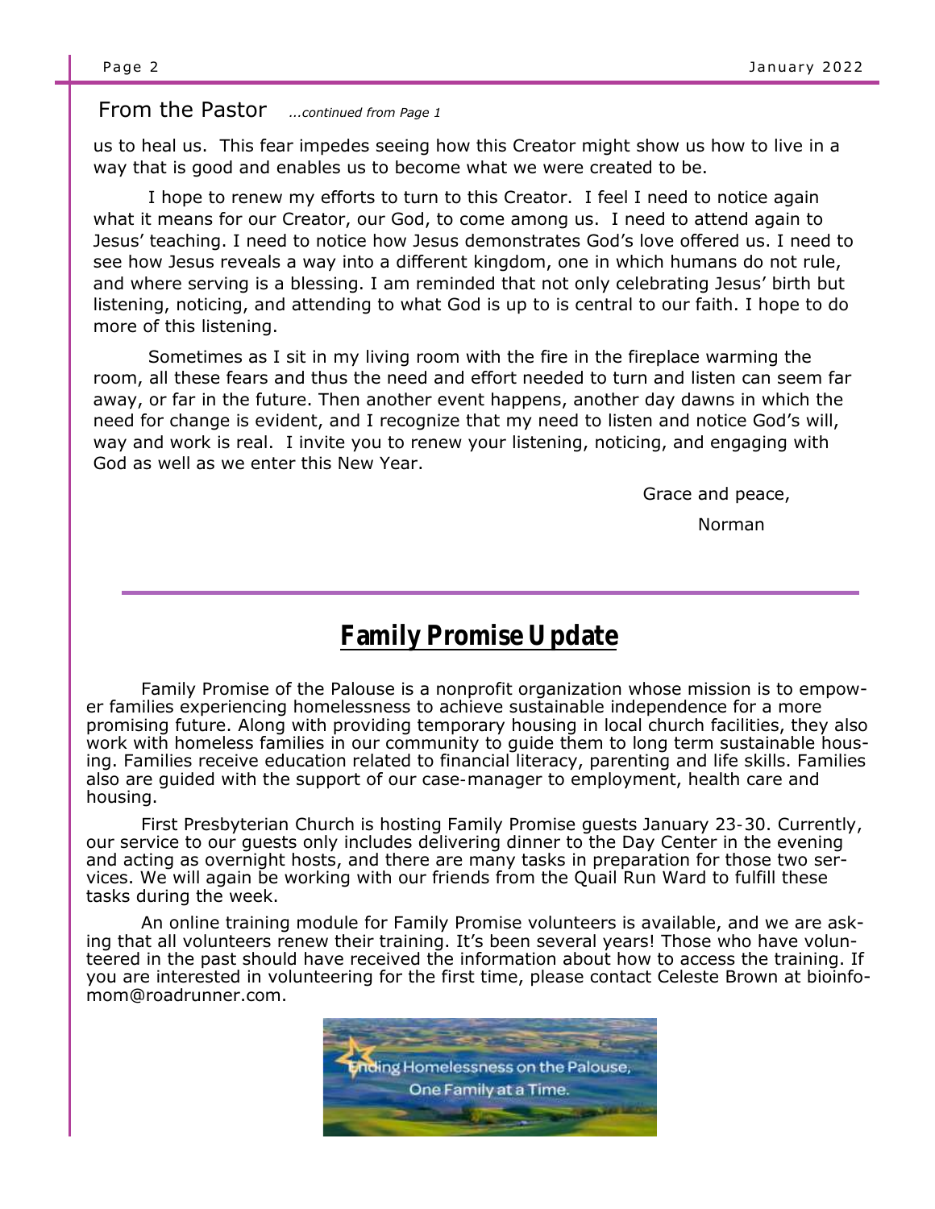## From the Pastor *...continued from Page 1*

us to heal us. This fear impedes seeing how this Creator might show us how to live in a way that is good and enables us to become what we were created to be.

I hope to renew my efforts to turn to this Creator. I feel I need to notice again what it means for our Creator, our God, to come among us. I need to attend again to Jesus' teaching. I need to notice how Jesus demonstrates God's love offered us. I need to see how Jesus reveals a way into a different kingdom, one in which humans do not rule, and where serving is a blessing. I am reminded that not only celebrating Jesus' birth but listening, noticing, and attending to what God is up to is central to our faith. I hope to do more of this listening.

Sometimes as I sit in my living room with the fire in the fireplace warming the room, all these fears and thus the need and effort needed to turn and listen can seem far away, or far in the future. Then another event happens, another day dawns in which the need for change is evident, and I recognize that my need to listen and notice God's will, way and work is real. I invite you to renew your listening, noticing, and engaging with God as well as we enter this New Year.

Grace and peace,

Norman

---

## Family Promise Update

Family Promise of the Palouse is a nonprofit organization whose mission is to empower families experiencing homelessness to achieve sustainable independence for a more promising future. Along with providing temporary housing in local church facilities, they also work with homeless families in our community to guide them to long term sustainable housing. Families receive education related to financial literacy, parenting and life skills. Families also are guided with the support of our case-manager to employment, health care and housing.

First Presbyterian Church is hosting Family Promise guests January 23-30. Currently, our service to our guests only includes delivering dinner to the Day Center in the evening and acting as overnight hosts, and there are many tasks in preparation for those two services. We will again be working with our friends from the Quail Run Ward to fulfill these tasks during the week.

An online training module for Family Promise volunteers is available, and we are asking that all volunteers renew their training. It's been several years! Those who have volunteered in the past should have received the information about how to access the training. If you are interested in volunteering for the first time, please contact Celeste Brown at bioinfomom@roadrunner.com.

Ending Homelessness on the Palouse, One Family at a Time.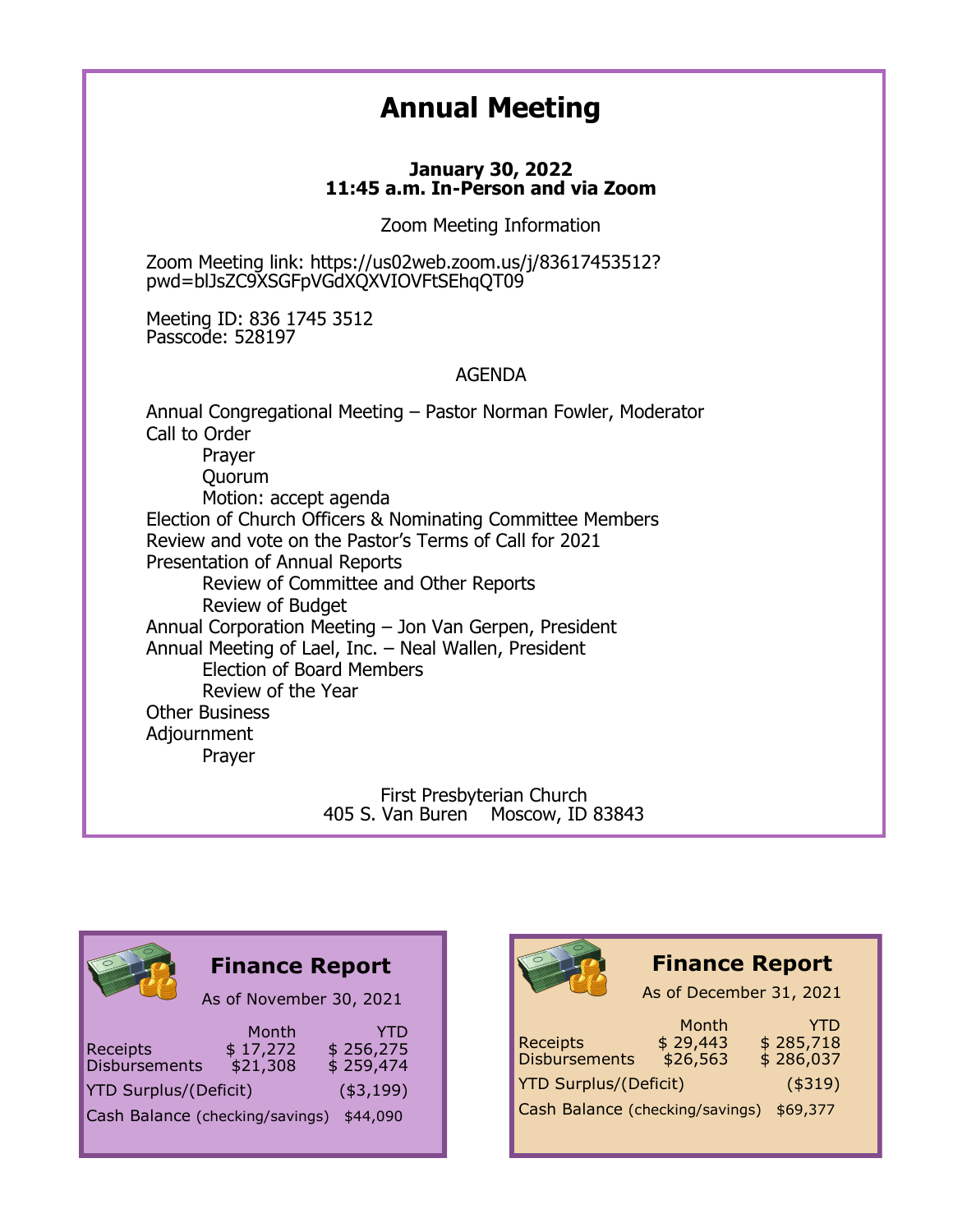# Annual Meeting

**January 30, 2022**
**11:45 a.m. In-Person and via Zoom**

Zoom Meeting Information

Zoom Meeting link: https://us02web.zoom.us/j/83617453512?pwd=blJsZC9XSGFpVGdXQXVIOVFtSEhqQT09

Meeting ID: 836 1745 3512
Passcode: 528197

AGENDA

- Annual Congregational Meeting – Pastor Norman Fowler, Moderator
- Call to Order
  - Prayer
  - Quorum
  - Motion: accept agenda
- Election of Church Officers & Nominating Committee Members
- Review and vote on the Pastor's Terms of Call for 2021
- Presentation of Annual Reports
  - Review of Committee and Other Reports
  - Review of Budget
- Annual Corporation Meeting – Jon Van Gerpen, President
- Annual Meeting of Lael, Inc. – Neal Wallen, President
  - Election of Board Members
  - Review of the Year
- Other Business
- Adjournment
  - Prayer

First Presbyterian Church
405 S. Van Buren    Moscow, ID 83843

## Finance Report

As of November 30, 2021

| | Month | YTD |
|---|---|---|
| Receipts | $ 17,272 | $ 256,275 |
| Disbursements | $21,308 | $ 259,474 |
| YTD Surplus/(Deficit) | | ($3,199) |
| Cash Balance (checking/savings) | | $44,090 |

## Finance Report

As of December 31, 2021

| | Month | YTD |
|---|---|---|
| Receipts | $ 29,443 | $ 285,718 |
| Disbursements | $26,563 | $ 286,037 |
| YTD Surplus/(Deficit) | | ($319) |
| Cash Balance (checking/savings) | | $69,377 |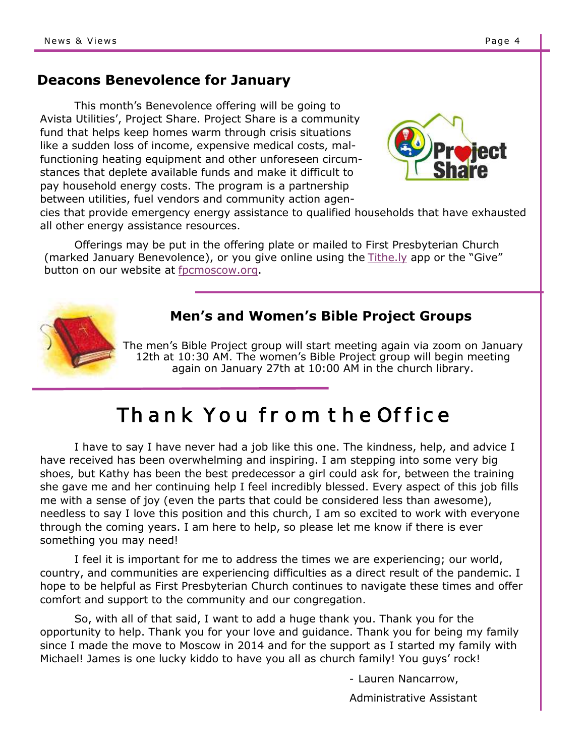## Deacons Benevolence for January

This month's Benevolence offering will be going to Avista Utilities', Project Share. Project Share is a community fund that helps keep homes warm through crisis situations like a sudden loss of income, expensive medical costs, malfunctioning heating equipment and other unforeseen circumstances that deplete available funds and make it difficult to pay household energy costs. The program is a partnership between utilities, fuel vendors and community action agencies that provide emergency energy assistance to qualified households that have exhausted all other energy assistance resources.

Offerings may be put in the offering plate or mailed to First Presbyterian Church (marked January Benevolence), or you give online using the Tithe.ly app or the "Give" button on our website at fpcmoscow.org.

## Men's and Women's Bible Project Groups

The men's Bible Project group will start meeting again via zoom on January 12th at 10:30 AM. The women's Bible Project group will begin meeting again on January 27th at 10:00 AM in the church library.

# Thank You from the Office

I have to say I have never had a job like this one. The kindness, help, and advice I have received has been overwhelming and inspiring. I am stepping into some very big shoes, but Kathy has been the best predecessor a girl could ask for, between the training she gave me and her continuing help I feel incredibly blessed. Every aspect of this job fills me with a sense of joy (even the parts that could be considered less than awesome), needless to say I love this position and this church, I am so excited to work with everyone through the coming years. I am here to help, so please let me know if there is ever something you may need!

I feel it is important for me to address the times we are experiencing; our world, country, and communities are experiencing difficulties as a direct result of the pandemic. I hope to be helpful as First Presbyterian Church continues to navigate these times and offer comfort and support to the community and our congregation.

So, with all of that said, I want to add a huge thank you. Thank you for the opportunity to help. Thank you for your love and guidance. Thank you for being my family since I made the move to Moscow in 2014 and for the support as I started my family with Michael! James is one lucky kiddo to have you all as church family! You guys' rock!

- Lauren Nancarrow,

Administrative Assistant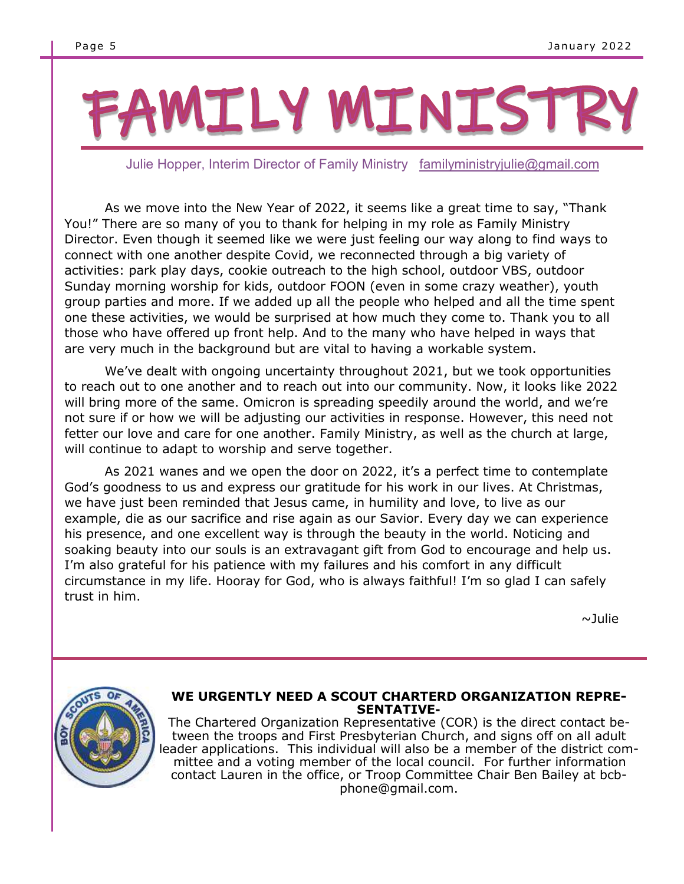# FAMILY MINISTRY

Julie Hopper, Interim Director of Family Ministry familyministryjulie@gmail.com

As we move into the New Year of 2022, it seems like a great time to say, "Thank You!" There are so many of you to thank for helping in my role as Family Ministry Director. Even though it seemed like we were just feeling our way along to find ways to connect with one another despite Covid, we reconnected through a big variety of activities: park play days, cookie outreach to the high school, outdoor VBS, outdoor Sunday morning worship for kids, outdoor FOON (even in some crazy weather), youth group parties and more. If we added up all the people who helped and all the time spent one these activities, we would be surprised at how much they come to. Thank you to all those who have offered up front help. And to the many who have helped in ways that are very much in the background but are vital to having a workable system.

We've dealt with ongoing uncertainty throughout 2021, but we took opportunities to reach out to one another and to reach out into our community. Now, it looks like 2022 will bring more of the same. Omicron is spreading speedily around the world, and we're not sure if or how we will be adjusting our activities in response. However, this need not fetter our love and care for one another. Family Ministry, as well as the church at large, will continue to adapt to worship and serve together.

As 2021 wanes and we open the door on 2022, it's a perfect time to contemplate God's goodness to us and express our gratitude for his work in our lives. At Christmas, we have just been reminded that Jesus came, in humility and love, to live as our example, die as our sacrifice and rise again as our Savior. Every day we can experience his presence, and one excellent way is through the beauty in the world. Noticing and soaking beauty into our souls is an extravagant gift from God to encourage and help us. I'm also grateful for his patience with my failures and his comfort in any difficult circumstance in my life. Hooray for God, who is always faithful! I'm so glad I can safely trust in him.

~Julie

**WE URGENTLY NEED A SCOUT CHARTERD ORGANIZATION REPRESENTATIVE-**

The Chartered Organization Representative (COR) is the direct contact between the troops and First Presbyterian Church, and signs off on all adult leader applications. This individual will also be a member of the district committee and a voting member of the local council. For further information contact Lauren in the office, or Troop Committee Chair Ben Bailey at bcbphone@gmail.com.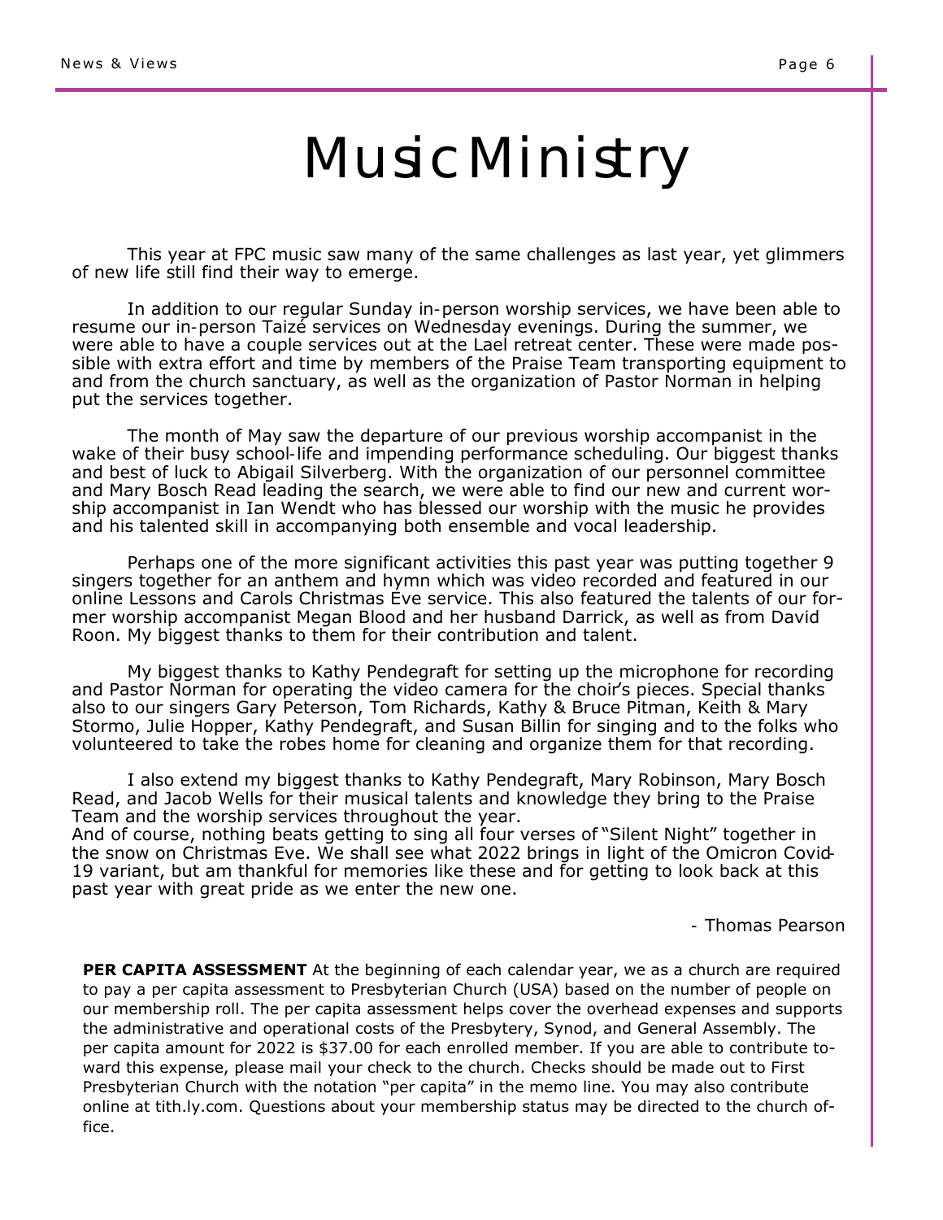# Music Ministry

This year at FPC music saw many of the same challenges as last year, yet glimmers of new life still find their way to emerge.

In addition to our regular Sunday in-person worship services, we have been able to resume our in-person Taizé services on Wednesday evenings. During the summer, we were able to have a couple services out at the Lael retreat center. These were made possible with extra effort and time by members of the Praise Team transporting equipment to and from the church sanctuary, as well as the organization of Pastor Norman in helping put the services together.

The month of May saw the departure of our previous worship accompanist in the wake of their busy school-life and impending performance scheduling. Our biggest thanks and best of luck to Abigail Silverberg. With the organization of our personnel committee and Mary Bosch Read leading the search, we were able to find our new and current worship accompanist in Ian Wendt who has blessed our worship with the music he provides and his talented skill in accompanying both ensemble and vocal leadership.

Perhaps one of the more significant activities this past year was putting together 9 singers together for an anthem and hymn which was video recorded and featured in our online Lessons and Carols Christmas Eve service. This also featured the talents of our former worship accompanist Megan Blood and her husband Darrick, as well as from David Roon. My biggest thanks to them for their contribution and talent.

My biggest thanks to Kathy Pendegraft for setting up the microphone for recording and Pastor Norman for operating the video camera for the choir's pieces. Special thanks also to our singers Gary Peterson, Tom Richards, Kathy & Bruce Pitman, Keith & Mary Stormo, Julie Hopper, Kathy Pendegraft, and Susan Billin for singing and to the folks who volunteered to take the robes home for cleaning and organize them for that recording.

I also extend my biggest thanks to Kathy Pendegraft, Mary Robinson, Mary Bosch Read, and Jacob Wells for their musical talents and knowledge they bring to the Praise Team and the worship services throughout the year.
And of course, nothing beats getting to sing all four verses of "Silent Night" together in the snow on Christmas Eve. We shall see what 2022 brings in light of the Omicron Covid-19 variant, but am thankful for memories like these and for getting to look back at this past year with great pride as we enter the new one.

\- Thomas Pearson

**PER CAPITA ASSESSMENT** At the beginning of each calendar year, we as a church are required to pay a per capita assessment to Presbyterian Church (USA) based on the number of people on our membership roll. The per capita assessment helps cover the overhead expenses and supports the administrative and operational costs of the Presbytery, Synod, and General Assembly. The per capita amount for 2022 is $37.00 for each enrolled member. If you are able to contribute toward this expense, please mail your check to the church. Checks should be made out to First Presbyterian Church with the notation "per capita" in the memo line. You may also contribute online at tith.ly.com. Questions about your membership status may be directed to the church office.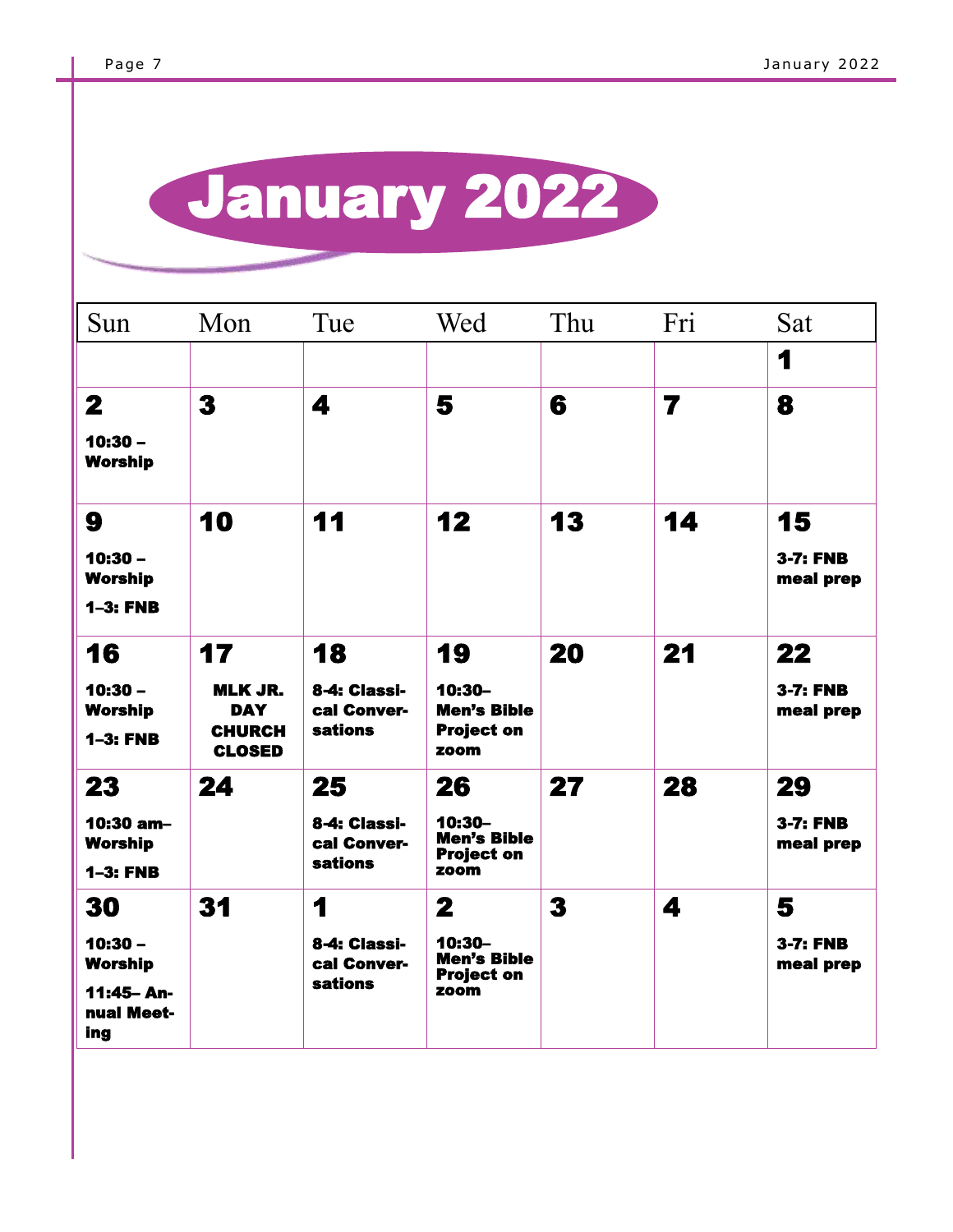# January 2022

| Sun | Mon | Tue | Wed | Thu | Fri | Sat |
|---|---|---|---|---|---|---|
| | | | | | | **1** |
| **2**<br>**10:30 – Worship** | **3** | **4** | **5** | **6** | **7** | **8** |
| **9**<br>**10:30 – Worship**<br>**1–3: FNB** | **10** | **11** | **12** | **13** | **14** | **15**<br>**3-7: FNB meal prep** |
| **16**<br>**10:30 – Worship**<br>**1–3: FNB** | **17**<br>**MLK JR. DAY CHURCH CLOSED** | **18**<br>**8-4: Classical Conversations** | **19**<br>**10:30– Men's Bible Project on zoom** | **20** | **21** | **22**<br>**3-7: FNB meal prep** |
| **23**<br>**10:30 am– Worship**<br>**1–3: FNB** | **24** | **25**<br>**8-4: Classical Conversations** | **26**<br>**10:30– Men's Bible Project on zoom** | **27** | **28** | **29**<br>**3-7: FNB meal prep** |
| **30**<br>**10:30 – Worship**<br>**11:45– Annual Meeting** | **31** | **1**<br>**8-4: Classical Conversations** | **2**<br>**10:30– Men's Bible Project on zoom** | **3** | **4** | **5**<br>**3-7: FNB meal prep** |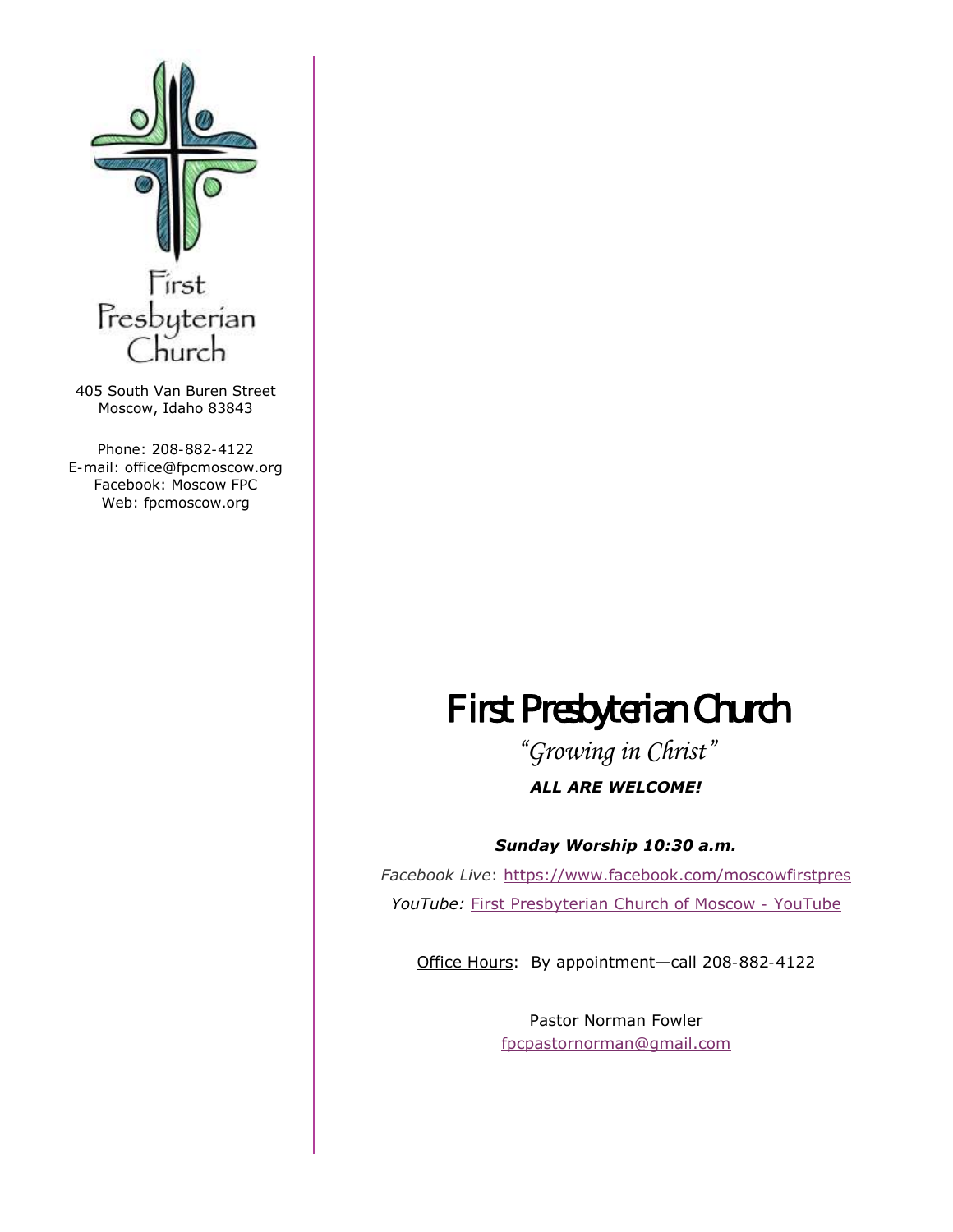First
Presbyterian
Church

405 South Van Buren Street
Moscow, Idaho 83843

Phone: 208-882-4122
E-mail: office@fpcmoscow.org
Facebook: Moscow FPC
Web: fpcmoscow.org

# First Presbyterian Church

*"Growing in Christ"*

***ALL ARE WELCOME!***

***Sunday Worship 10:30 a.m.***

*Facebook Live*: https://www.facebook.com/moscowfirstpres

*YouTube:* First Presbyterian Church of Moscow - YouTube

Office Hours: By appointment—call 208-882-4122

Pastor Norman Fowler
fpcpastornorman@gmail.com